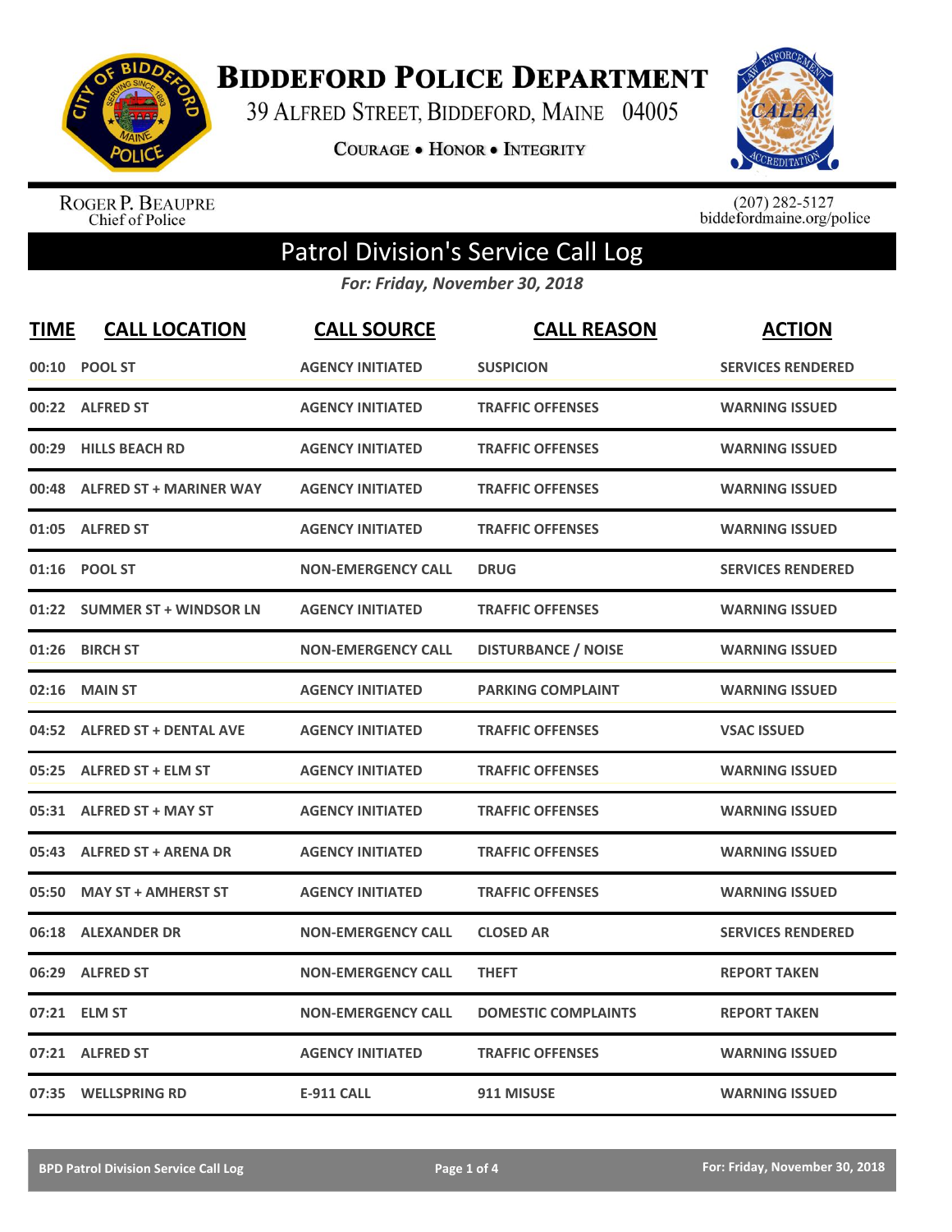# Biddeford Police Department

39 Alfred Street, Biddeford, Maine 04005

Courage • Honor • Integrity

Roger P. Beaupre
Chief of Police

(207) 282-5127
biddefordmaine.org/police

## Patrol Division's Service Call Log

*For: Friday, November 30, 2018*

| TIME | CALL LOCATION | CALL SOURCE | CALL REASON | ACTION |
|---|---|---|---|---|
| 00:10 | POOL ST | AGENCY INITIATED | SUSPICION | SERVICES RENDERED |
| 00:22 | ALFRED ST | AGENCY INITIATED | TRAFFIC OFFENSES | WARNING ISSUED |
| 00:29 | HILLS BEACH RD | AGENCY INITIATED | TRAFFIC OFFENSES | WARNING ISSUED |
| 00:48 | ALFRED ST + MARINER WAY | AGENCY INITIATED | TRAFFIC OFFENSES | WARNING ISSUED |
| 01:05 | ALFRED ST | AGENCY INITIATED | TRAFFIC OFFENSES | WARNING ISSUED |
| 01:16 | POOL ST | NON-EMERGENCY CALL | DRUG | SERVICES RENDERED |
| 01:22 | SUMMER ST + WINDSOR LN | AGENCY INITIATED | TRAFFIC OFFENSES | WARNING ISSUED |
| 01:26 | BIRCH ST | NON-EMERGENCY CALL | DISTURBANCE / NOISE | WARNING ISSUED |
| 02:16 | MAIN ST | AGENCY INITIATED | PARKING COMPLAINT | WARNING ISSUED |
| 04:52 | ALFRED ST + DENTAL AVE | AGENCY INITIATED | TRAFFIC OFFENSES | VSAC ISSUED |
| 05:25 | ALFRED ST + ELM ST | AGENCY INITIATED | TRAFFIC OFFENSES | WARNING ISSUED |
| 05:31 | ALFRED ST + MAY ST | AGENCY INITIATED | TRAFFIC OFFENSES | WARNING ISSUED |
| 05:43 | ALFRED ST + ARENA DR | AGENCY INITIATED | TRAFFIC OFFENSES | WARNING ISSUED |
| 05:50 | MAY ST + AMHERST ST | AGENCY INITIATED | TRAFFIC OFFENSES | WARNING ISSUED |
| 06:18 | ALEXANDER DR | NON-EMERGENCY CALL | CLOSED AR | SERVICES RENDERED |
| 06:29 | ALFRED ST | NON-EMERGENCY CALL | THEFT | REPORT TAKEN |
| 07:21 | ELM ST | NON-EMERGENCY CALL | DOMESTIC COMPLAINTS | REPORT TAKEN |
| 07:21 | ALFRED ST | AGENCY INITIATED | TRAFFIC OFFENSES | WARNING ISSUED |
| 07:35 | WELLSPRING RD | E-911 CALL | 911 MISUSE | WARNING ISSUED |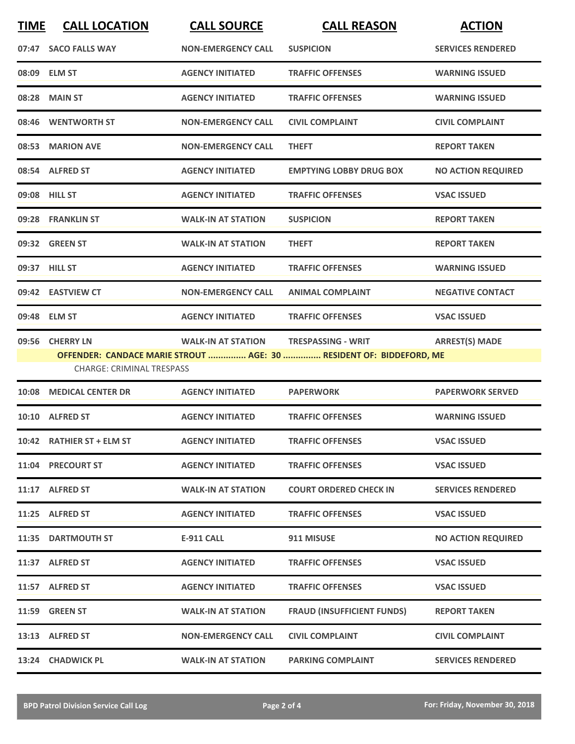| TIME | CALL LOCATION | CALL SOURCE | CALL REASON | ACTION |
|---|---|---|---|---|
| 07:47 | SACO FALLS WAY | NON-EMERGENCY CALL | SUSPICION | SERVICES RENDERED |
| 08:09 | ELM ST | AGENCY INITIATED | TRAFFIC OFFENSES | WARNING ISSUED |
| 08:28 | MAIN ST | AGENCY INITIATED | TRAFFIC OFFENSES | WARNING ISSUED |
| 08:46 | WENTWORTH ST | NON-EMERGENCY CALL | CIVIL COMPLAINT | CIVIL COMPLAINT |
| 08:53 | MARION AVE | NON-EMERGENCY CALL | THEFT | REPORT TAKEN |
| 08:54 | ALFRED ST | AGENCY INITIATED | EMPTYING LOBBY DRUG BOX | NO ACTION REQUIRED |
| 09:08 | HILL ST | AGENCY INITIATED | TRAFFIC OFFENSES | VSAC ISSUED |
| 09:28 | FRANKLIN ST | WALK-IN AT STATION | SUSPICION | REPORT TAKEN |
| 09:32 | GREEN ST | WALK-IN AT STATION | THEFT | REPORT TAKEN |
| 09:37 | HILL ST | AGENCY INITIATED | TRAFFIC OFFENSES | WARNING ISSUED |
| 09:42 | EASTVIEW CT | NON-EMERGENCY CALL | ANIMAL COMPLAINT | NEGATIVE CONTACT |
| 09:48 | ELM ST | AGENCY INITIATED | TRAFFIC OFFENSES | VSAC ISSUED |
| 09:56 | CHERRY LN | WALK-IN AT STATION | TRESPASSING - WRIT | ARREST(S) MADE |
| | OFFENDER: CANDACE MARIE STROUT ............... AGE: 30 ............... RESIDENT OF: BIDDEFORD, ME | | | |
| | CHARGE: CRIMINAL TRESPASS | | | |
| 10:08 | MEDICAL CENTER DR | AGENCY INITIATED | PAPERWORK | PAPERWORK SERVED |
| 10:10 | ALFRED ST | AGENCY INITIATED | TRAFFIC OFFENSES | WARNING ISSUED |
| 10:42 | RATHIER ST + ELM ST | AGENCY INITIATED | TRAFFIC OFFENSES | VSAC ISSUED |
| 11:04 | PRECOURT ST | AGENCY INITIATED | TRAFFIC OFFENSES | VSAC ISSUED |
| 11:17 | ALFRED ST | WALK-IN AT STATION | COURT ORDERED CHECK IN | SERVICES RENDERED |
| 11:25 | ALFRED ST | AGENCY INITIATED | TRAFFIC OFFENSES | VSAC ISSUED |
| 11:35 | DARTMOUTH ST | E-911 CALL | 911 MISUSE | NO ACTION REQUIRED |
| 11:37 | ALFRED ST | AGENCY INITIATED | TRAFFIC OFFENSES | VSAC ISSUED |
| 11:57 | ALFRED ST | AGENCY INITIATED | TRAFFIC OFFENSES | VSAC ISSUED |
| 11:59 | GREEN ST | WALK-IN AT STATION | FRAUD (INSUFFICIENT FUNDS) | REPORT TAKEN |
| 13:13 | ALFRED ST | NON-EMERGENCY CALL | CIVIL COMPLAINT | CIVIL COMPLAINT |
| 13:24 | CHADWICK PL | WALK-IN AT STATION | PARKING COMPLAINT | SERVICES RENDERED |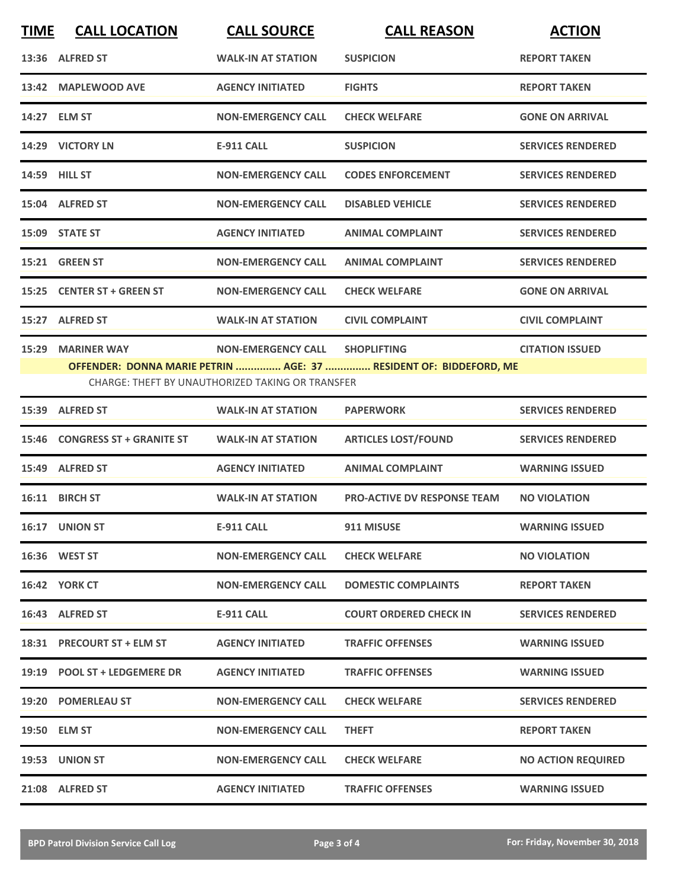| TIME | CALL LOCATION | CALL SOURCE | CALL REASON | ACTION |
|---|---|---|---|---|
| 13:36 | ALFRED ST | WALK-IN AT STATION | SUSPICION | REPORT TAKEN |
| 13:42 | MAPLEWOOD AVE | AGENCY INITIATED | FIGHTS | REPORT TAKEN |
| 14:27 | ELM ST | NON-EMERGENCY CALL | CHECK WELFARE | GONE ON ARRIVAL |
| 14:29 | VICTORY LN | E-911 CALL | SUSPICION | SERVICES RENDERED |
| 14:59 | HILL ST | NON-EMERGENCY CALL | CODES ENFORCEMENT | SERVICES RENDERED |
| 15:04 | ALFRED ST | NON-EMERGENCY CALL | DISABLED VEHICLE | SERVICES RENDERED |
| 15:09 | STATE ST | AGENCY INITIATED | ANIMAL COMPLAINT | SERVICES RENDERED |
| 15:21 | GREEN ST | NON-EMERGENCY CALL | ANIMAL COMPLAINT | SERVICES RENDERED |
| 15:25 | CENTER ST + GREEN ST | NON-EMERGENCY CALL | CHECK WELFARE | GONE ON ARRIVAL |
| 15:27 | ALFRED ST | WALK-IN AT STATION | CIVIL COMPLAINT | CIVIL COMPLAINT |
| 15:29 | MARINER WAY | NON-EMERGENCY CALL | SHOPLIFTING | CITATION ISSUED |
| | OFFENDER: DONNA MARIE PETRIN ............... AGE: 37 ............... RESIDENT OF: BIDDEFORD, ME | | | |
| | CHARGE: THEFT BY UNAUTHORIZED TAKING OR TRANSFER | | | |
| 15:39 | ALFRED ST | WALK-IN AT STATION | PAPERWORK | SERVICES RENDERED |
| 15:46 | CONGRESS ST + GRANITE ST | WALK-IN AT STATION | ARTICLES LOST/FOUND | SERVICES RENDERED |
| 15:49 | ALFRED ST | AGENCY INITIATED | ANIMAL COMPLAINT | WARNING ISSUED |
| 16:11 | BIRCH ST | WALK-IN AT STATION | PRO-ACTIVE DV RESPONSE TEAM | NO VIOLATION |
| 16:17 | UNION ST | E-911 CALL | 911 MISUSE | WARNING ISSUED |
| 16:36 | WEST ST | NON-EMERGENCY CALL | CHECK WELFARE | NO VIOLATION |
| 16:42 | YORK CT | NON-EMERGENCY CALL | DOMESTIC COMPLAINTS | REPORT TAKEN |
| 16:43 | ALFRED ST | E-911 CALL | COURT ORDERED CHECK IN | SERVICES RENDERED |
| 18:31 | PRECOURT ST + ELM ST | AGENCY INITIATED | TRAFFIC OFFENSES | WARNING ISSUED |
| 19:19 | POOL ST + LEDGEMERE DR | AGENCY INITIATED | TRAFFIC OFFENSES | WARNING ISSUED |
| 19:20 | POMERLEAU ST | NON-EMERGENCY CALL | CHECK WELFARE | SERVICES RENDERED |
| 19:50 | ELM ST | NON-EMERGENCY CALL | THEFT | REPORT TAKEN |
| 19:53 | UNION ST | NON-EMERGENCY CALL | CHECK WELFARE | NO ACTION REQUIRED |
| 21:08 | ALFRED ST | AGENCY INITIATED | TRAFFIC OFFENSES | WARNING ISSUED |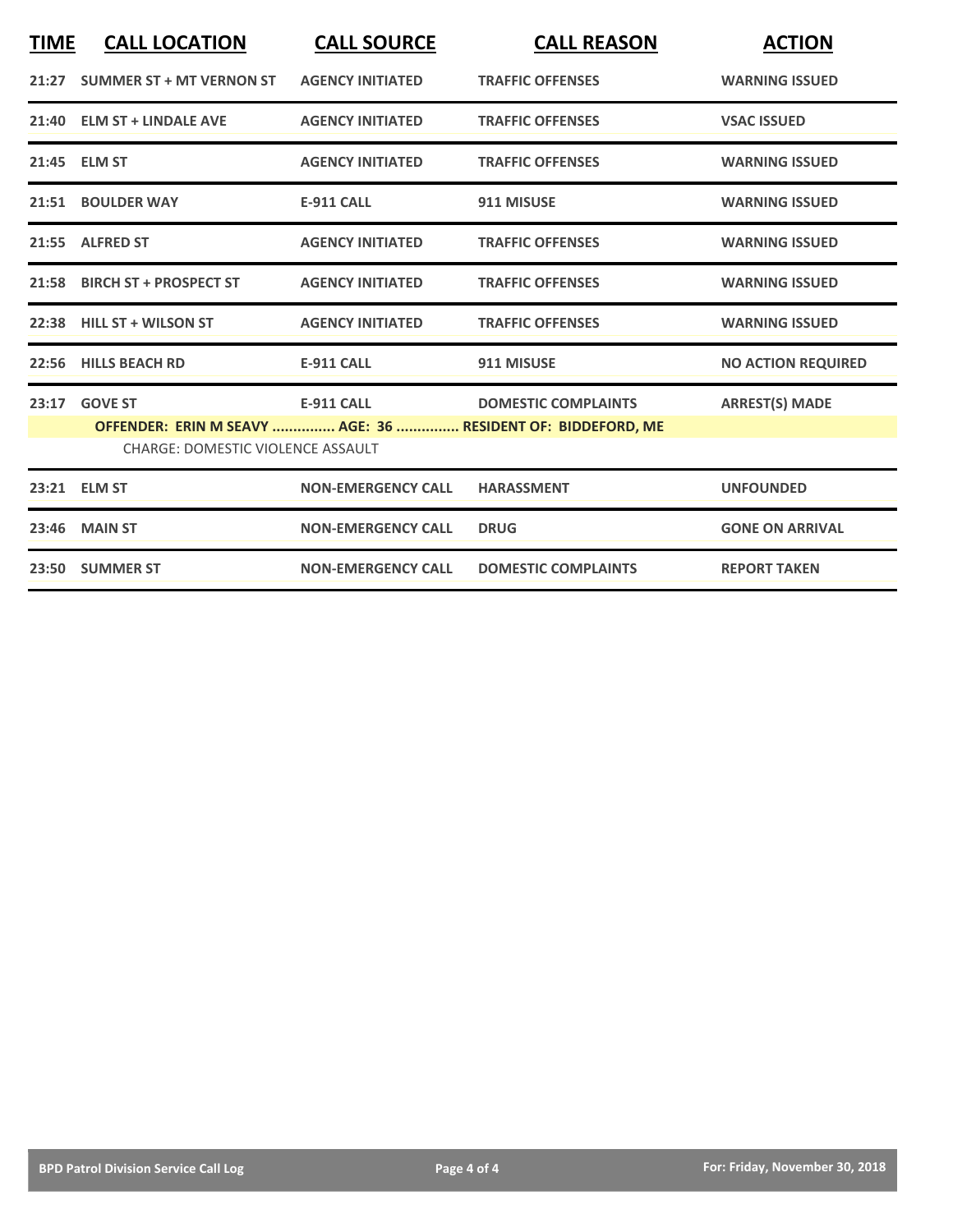| TIME | CALL LOCATION | CALL SOURCE | CALL REASON | ACTION |
|---|---|---|---|---|
| 21:27 | SUMMER ST + MT VERNON ST | AGENCY INITIATED | TRAFFIC OFFENSES | WARNING ISSUED |
| 21:40 | ELM ST + LINDALE AVE | AGENCY INITIATED | TRAFFIC OFFENSES | VSAC ISSUED |
| 21:45 | ELM ST | AGENCY INITIATED | TRAFFIC OFFENSES | WARNING ISSUED |
| 21:51 | BOULDER WAY | E-911 CALL | 911 MISUSE | WARNING ISSUED |
| 21:55 | ALFRED ST | AGENCY INITIATED | TRAFFIC OFFENSES | WARNING ISSUED |
| 21:58 | BIRCH ST + PROSPECT ST | AGENCY INITIATED | TRAFFIC OFFENSES | WARNING ISSUED |
| 22:38 | HILL ST + WILSON ST | AGENCY INITIATED | TRAFFIC OFFENSES | WARNING ISSUED |
| 22:56 | HILLS BEACH RD | E-911 CALL | 911 MISUSE | NO ACTION REQUIRED |
| 23:17 | GOVE ST | E-911 CALL | DOMESTIC COMPLAINTS | ARREST(S) MADE |
| | OFFENDER: ERIN M SEAVY ............... AGE: 36 ............... RESIDENT OF: BIDDEFORD, ME | | | |
| | CHARGE: DOMESTIC VIOLENCE ASSAULT | | | |
| 23:21 | ELM ST | NON-EMERGENCY CALL | HARASSMENT | UNFOUNDED |
| 23:46 | MAIN ST | NON-EMERGENCY CALL | DRUG | GONE ON ARRIVAL |
| 23:50 | SUMMER ST | NON-EMERGENCY CALL | DOMESTIC COMPLAINTS | REPORT TAKEN |